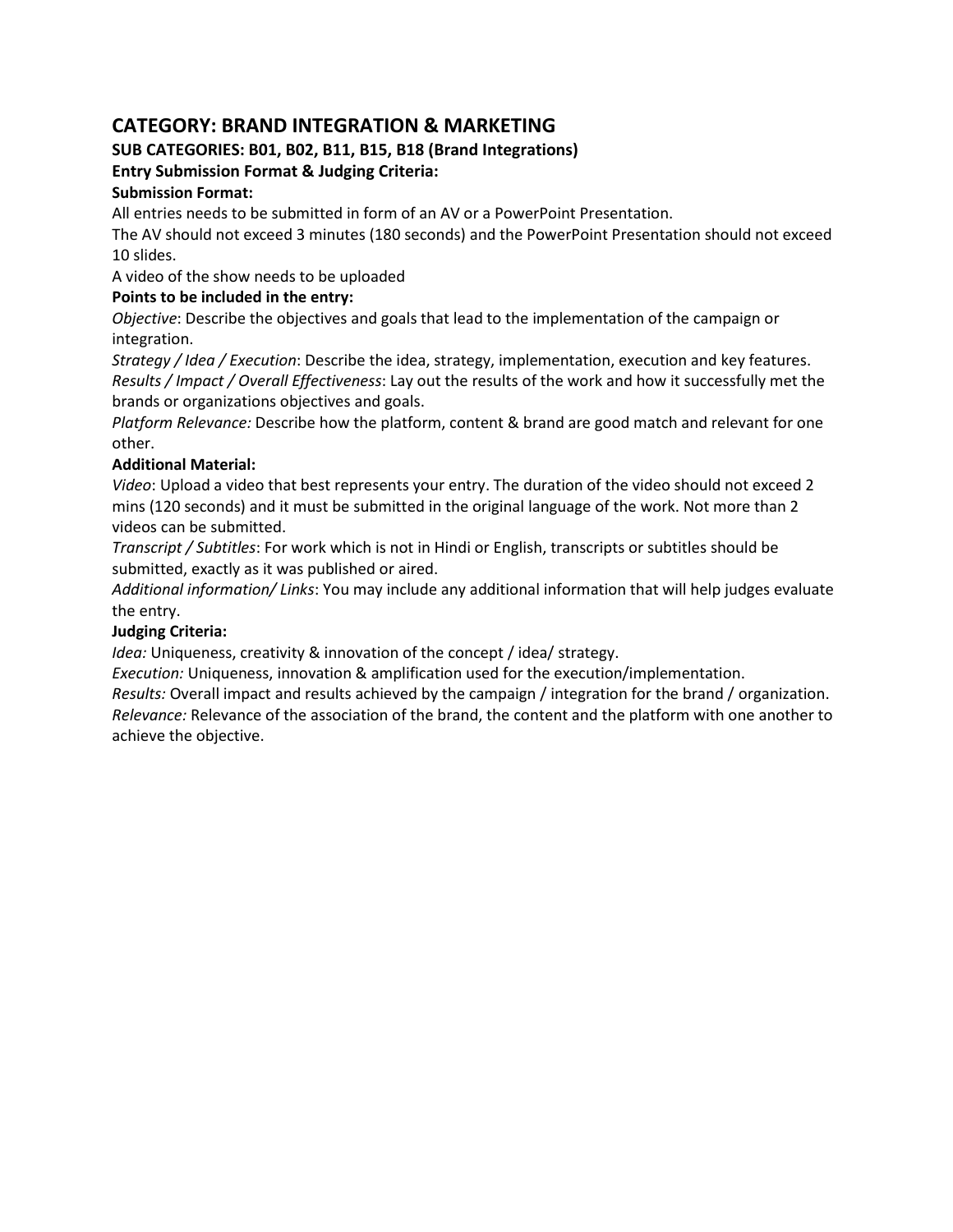## CATEGORY: BRAND INTEGRATION & MARKETING

**SUB CATEGORIES: B01, B02, B11, B15, B18 (Brand Integrations)**

**Entry Submission Format & Judging Criteria:**

**Submission Format:**

All entries needs to be submitted in form of an AV or a PowerPoint Presentation.

The AV should not exceed 3 minutes (180 seconds) and the PowerPoint Presentation should not exceed 10 slides.

A video of the show needs to be uploaded

**Points to be included in the entry:**

*Objective*: Describe the objectives and goals that lead to the implementation of the campaign or integration.

*Strategy / Idea / Execution*: Describe the idea, strategy, implementation, execution and key features.

*Results / Impact / Overall Effectiveness*: Lay out the results of the work and how it successfully met the brands or organizations objectives and goals.

*Platform Relevance:* Describe how the platform, content & brand are good match and relevant for one other.

**Additional Material:**

*Video*: Upload a video that best represents your entry. The duration of the video should not exceed 2 mins (120 seconds) and it must be submitted in the original language of the work. Not more than 2 videos can be submitted.

*Transcript / Subtitles*: For work which is not in Hindi or English, transcripts or subtitles should be submitted, exactly as it was published or aired.

*Additional information/ Links*: You may include any additional information that will help judges evaluate the entry.

**Judging Criteria:**

*Idea:* Uniqueness, creativity & innovation of the concept / idea/ strategy.

*Execution:* Uniqueness, innovation & amplification used for the execution/implementation.

*Results:* Overall impact and results achieved by the campaign / integration for the brand / organization.

*Relevance:* Relevance of the association of the brand, the content and the platform with one another to achieve the objective.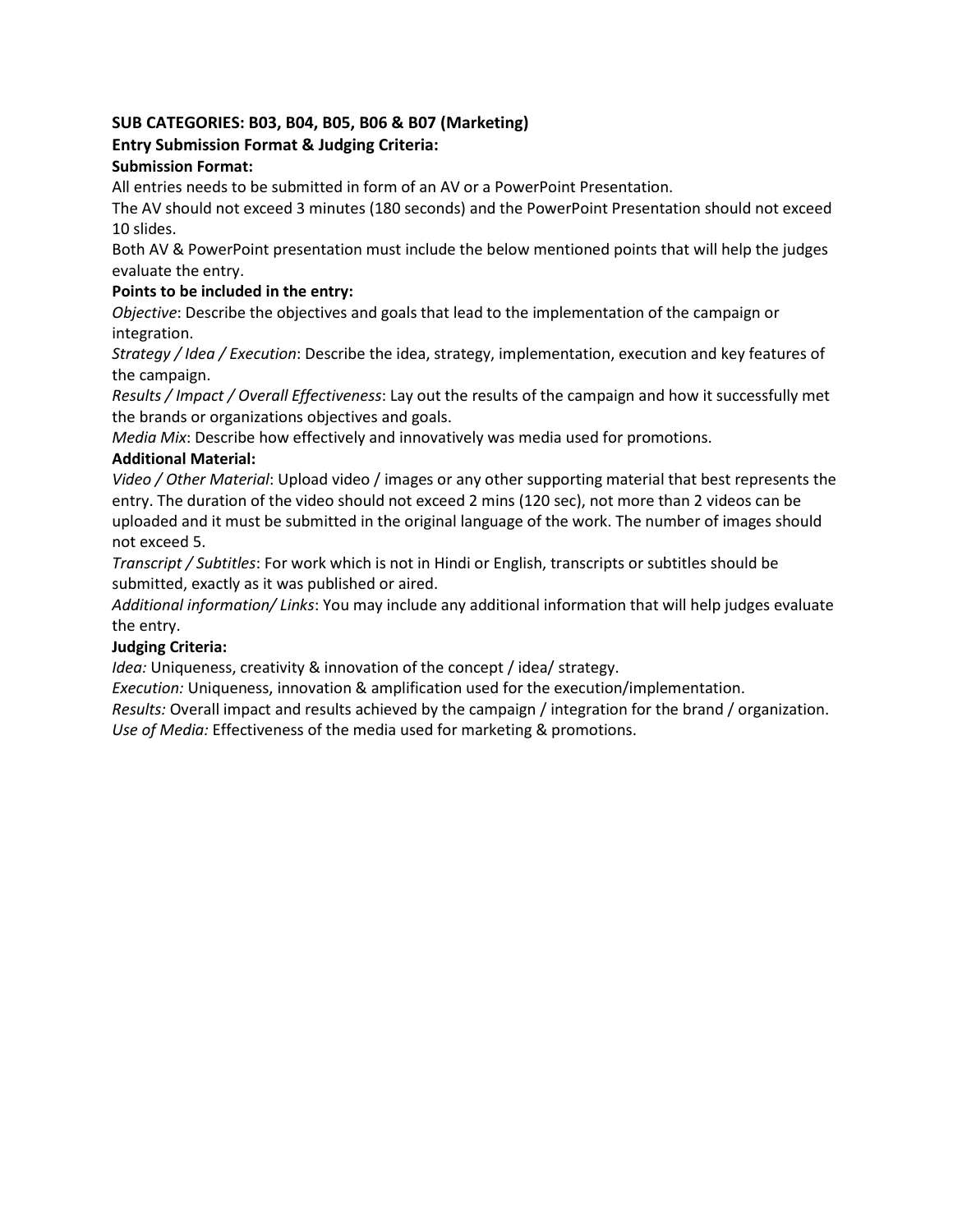**SUB CATEGORIES: B03, B04, B05, B06 & B07 (Marketing)**

**Entry Submission Format & Judging Criteria:**

**Submission Format:**

All entries needs to be submitted in form of an AV or a PowerPoint Presentation.

The AV should not exceed 3 minutes (180 seconds) and the PowerPoint Presentation should not exceed 10 slides.

Both AV & PowerPoint presentation must include the below mentioned points that will help the judges evaluate the entry.

**Points to be included in the entry:**

*Objective*: Describe the objectives and goals that lead to the implementation of the campaign or integration.

*Strategy / Idea / Execution*: Describe the idea, strategy, implementation, execution and key features of the campaign.

*Results / Impact / Overall Effectiveness*: Lay out the results of the campaign and how it successfully met the brands or organizations objectives and goals.

*Media Mix*: Describe how effectively and innovatively was media used for promotions.

**Additional Material:**

*Video / Other Material*: Upload video / images or any other supporting material that best represents the entry. The duration of the video should not exceed 2 mins (120 sec), not more than 2 videos can be uploaded and it must be submitted in the original language of the work. The number of images should not exceed 5.

*Transcript / Subtitles*: For work which is not in Hindi or English, transcripts or subtitles should be submitted, exactly as it was published or aired.

*Additional information/ Links*: You may include any additional information that will help judges evaluate the entry.

**Judging Criteria:**

*Idea:* Uniqueness, creativity & innovation of the concept / idea/ strategy.

*Execution:* Uniqueness, innovation & amplification used for the execution/implementation.

*Results:* Overall impact and results achieved by the campaign / integration for the brand / organization.

*Use of Media:* Effectiveness of the media used for marketing & promotions.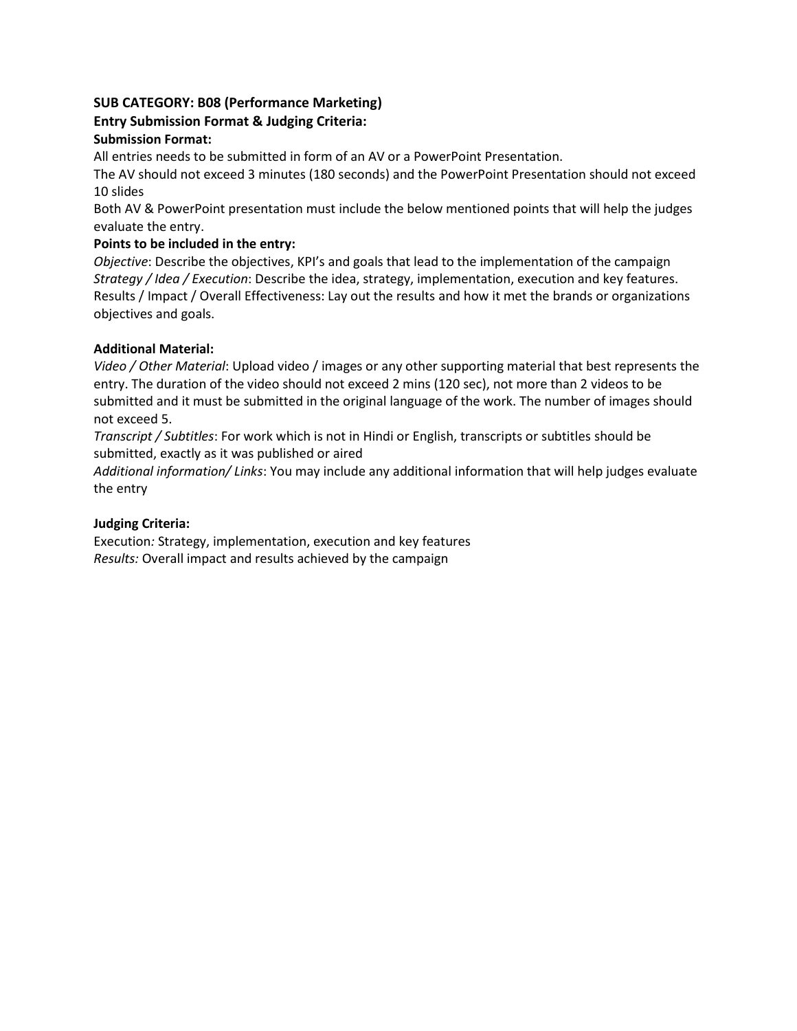**SUB CATEGORY: B08 (Performance Marketing)**

**Entry Submission Format & Judging Criteria:**

**Submission Format:**

All entries needs to be submitted in form of an AV or a PowerPoint Presentation.

The AV should not exceed 3 minutes (180 seconds) and the PowerPoint Presentation should not exceed 10 slides

Both AV & PowerPoint presentation must include the below mentioned points that will help the judges evaluate the entry.

**Points to be included in the entry:**

*Objective*: Describe the objectives, KPI's and goals that lead to the implementation of the campaign

*Strategy / Idea / Execution*: Describe the idea, strategy, implementation, execution and key features.

Results / Impact / Overall Effectiveness: Lay out the results and how it met the brands or organizations objectives and goals.

**Additional Material:**

*Video / Other Material*: Upload video / images or any other supporting material that best represents the entry. The duration of the video should not exceed 2 mins (120 sec), not more than 2 videos to be submitted and it must be submitted in the original language of the work. The number of images should not exceed 5.

*Transcript / Subtitles*: For work which is not in Hindi or English, transcripts or subtitles should be submitted, exactly as it was published or aired

*Additional information/ Links*: You may include any additional information that will help judges evaluate the entry

**Judging Criteria:**

Execution*:* Strategy, implementation, execution and key features

*Results:* Overall impact and results achieved by the campaign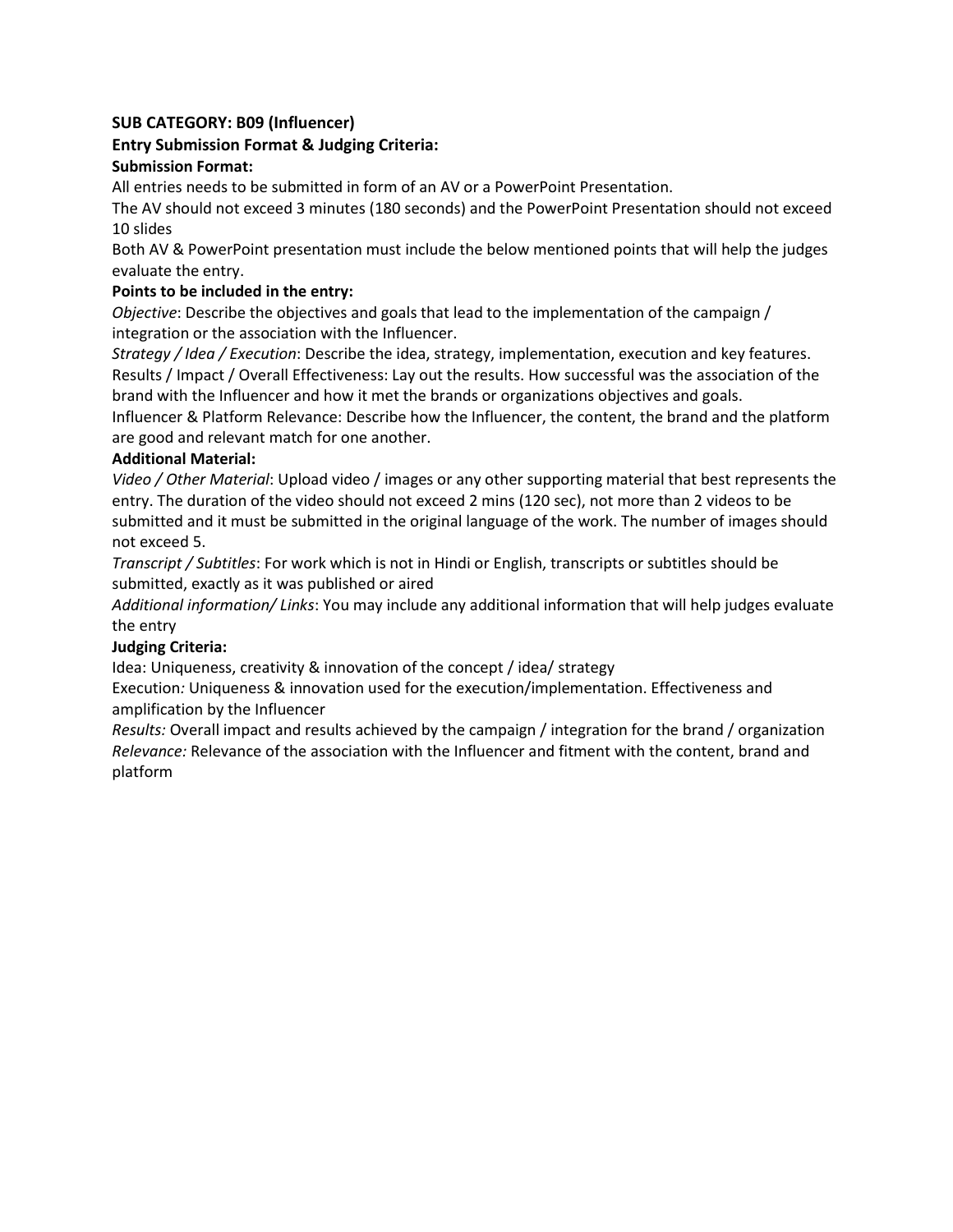**SUB CATEGORY: B09 (Influencer)**

**Entry Submission Format & Judging Criteria:**

**Submission Format:**

All entries needs to be submitted in form of an AV or a PowerPoint Presentation.

The AV should not exceed 3 minutes (180 seconds) and the PowerPoint Presentation should not exceed 10 slides

Both AV & PowerPoint presentation must include the below mentioned points that will help the judges evaluate the entry.

**Points to be included in the entry:**

*Objective*: Describe the objectives and goals that lead to the implementation of the campaign / integration or the association with the Influencer.

*Strategy / Idea / Execution*: Describe the idea, strategy, implementation, execution and key features.

Results / Impact / Overall Effectiveness: Lay out the results. How successful was the association of the brand with the Influencer and how it met the brands or organizations objectives and goals.

Influencer & Platform Relevance: Describe how the Influencer, the content, the brand and the platform are good and relevant match for one another.

**Additional Material:**

*Video / Other Material*: Upload video / images or any other supporting material that best represents the entry. The duration of the video should not exceed 2 mins (120 sec), not more than 2 videos to be submitted and it must be submitted in the original language of the work. The number of images should not exceed 5.

*Transcript / Subtitles*: For work which is not in Hindi or English, transcripts or subtitles should be submitted, exactly as it was published or aired

*Additional information/ Links*: You may include any additional information that will help judges evaluate the entry

**Judging Criteria:**

Idea: Uniqueness, creativity & innovation of the concept / idea/ strategy

Execution*:* Uniqueness & innovation used for the execution/implementation. Effectiveness and amplification by the Influencer

*Results:* Overall impact and results achieved by the campaign / integration for the brand / organization

*Relevance:* Relevance of the association with the Influencer and fitment with the content, brand and platform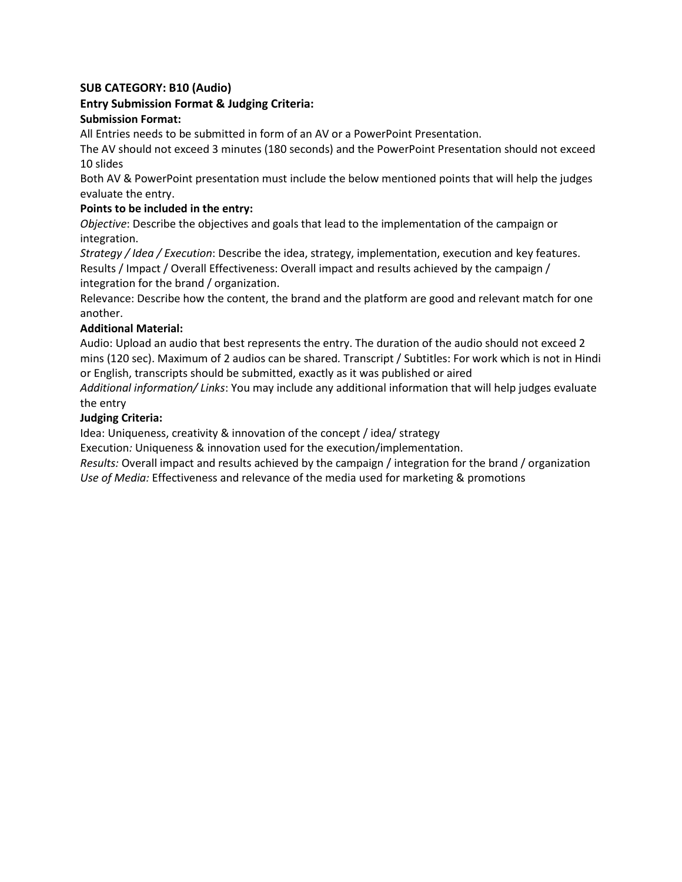**SUB CATEGORY: B10 (Audio)**

**Entry Submission Format & Judging Criteria:**

**Submission Format:**

All Entries needs to be submitted in form of an AV or a PowerPoint Presentation.

The AV should not exceed 3 minutes (180 seconds) and the PowerPoint Presentation should not exceed 10 slides

Both AV & PowerPoint presentation must include the below mentioned points that will help the judges evaluate the entry.

**Points to be included in the entry:**

*Objective*: Describe the objectives and goals that lead to the implementation of the campaign or integration.

*Strategy / Idea / Execution*: Describe the idea, strategy, implementation, execution and key features.

Results / Impact / Overall Effectiveness: Overall impact and results achieved by the campaign / integration for the brand / organization.

Relevance: Describe how the content, the brand and the platform are good and relevant match for one another.

**Additional Material:**

Audio: Upload an audio that best represents the entry. The duration of the audio should not exceed 2 mins (120 sec). Maximum of 2 audios can be shared. Transcript / Subtitles: For work which is not in Hindi or English, transcripts should be submitted, exactly as it was published or aired

*Additional information/ Links*: You may include any additional information that will help judges evaluate the entry

**Judging Criteria:**

Idea: Uniqueness, creativity & innovation of the concept / idea/ strategy

Execution*:* Uniqueness & innovation used for the execution/implementation.

*Results:* Overall impact and results achieved by the campaign / integration for the brand / organization

*Use of Media:* Effectiveness and relevance of the media used for marketing & promotions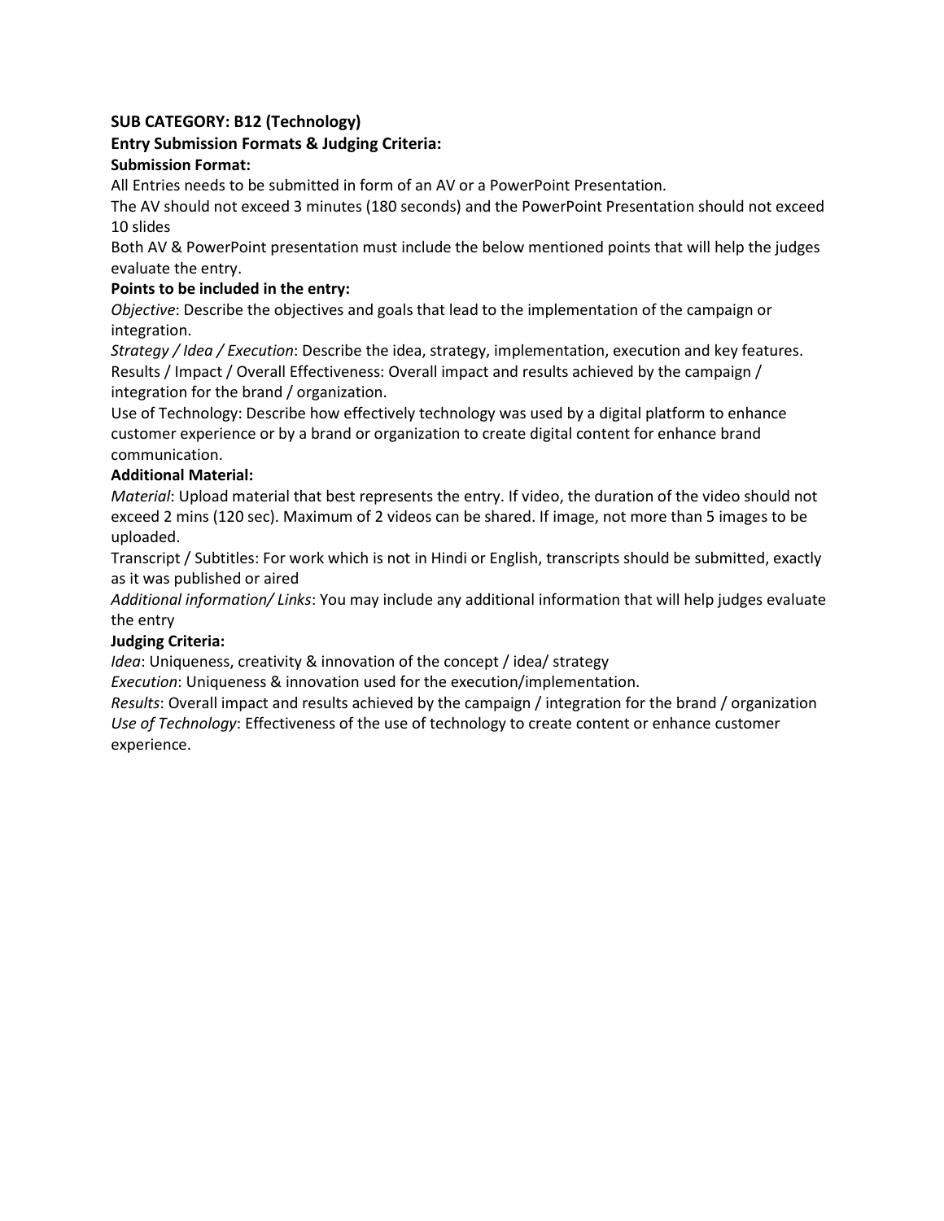**SUB CATEGORY: B12 (Technology)**

**Entry Submission Formats & Judging Criteria:**

**Submission Format:**

All Entries needs to be submitted in form of an AV or a PowerPoint Presentation.

The AV should not exceed 3 minutes (180 seconds) and the PowerPoint Presentation should not exceed 10 slides

Both AV & PowerPoint presentation must include the below mentioned points that will help the judges evaluate the entry.

**Points to be included in the entry:**

*Objective*: Describe the objectives and goals that lead to the implementation of the campaign or integration.

*Strategy / Idea / Execution*: Describe the idea, strategy, implementation, execution and key features.

Results / Impact / Overall Effectiveness: Overall impact and results achieved by the campaign / integration for the brand / organization.

Use of Technology: Describe how effectively technology was used by a digital platform to enhance customer experience or by a brand or organization to create digital content for enhance brand communication.

**Additional Material:**

*Material*: Upload material that best represents the entry. If video, the duration of the video should not exceed 2 mins (120 sec). Maximum of 2 videos can be shared. If image, not more than 5 images to be uploaded.

Transcript / Subtitles: For work which is not in Hindi or English, transcripts should be submitted, exactly as it was published or aired

*Additional information/ Links*: You may include any additional information that will help judges evaluate the entry

**Judging Criteria:**

*Idea*: Uniqueness, creativity & innovation of the concept / idea/ strategy

*Execution*: Uniqueness & innovation used for the execution/implementation.

*Results*: Overall impact and results achieved by the campaign / integration for the brand / organization

*Use of Technology*: Effectiveness of the use of technology to create content or enhance customer experience.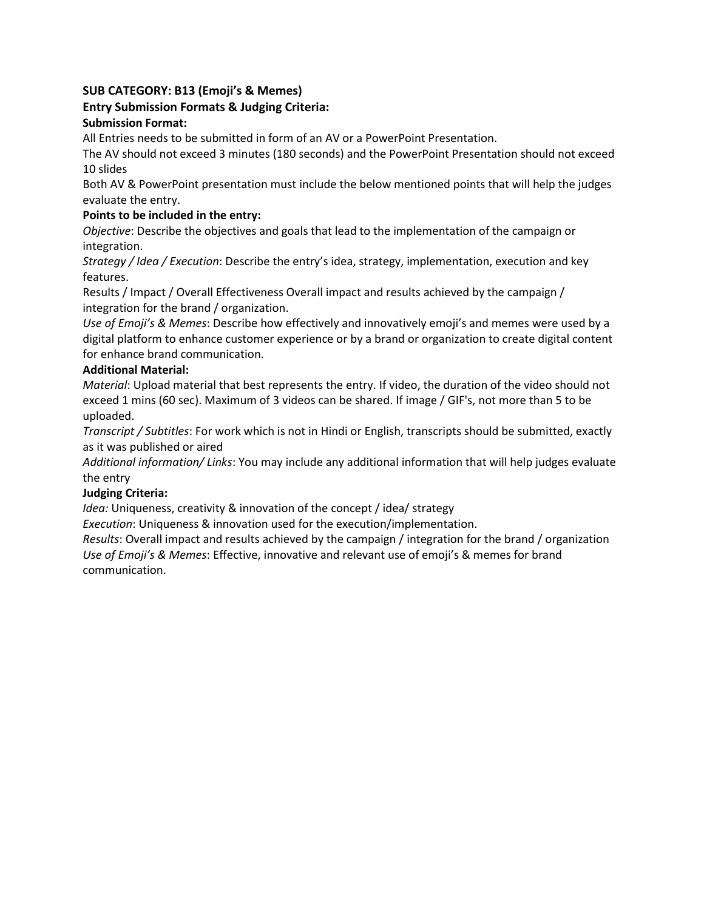**SUB CATEGORY: B13 (Emoji's & Memes)**

**Entry Submission Formats & Judging Criteria:**

**Submission Format:**

All Entries needs to be submitted in form of an AV or a PowerPoint Presentation.

The AV should not exceed 3 minutes (180 seconds) and the PowerPoint Presentation should not exceed 10 slides

Both AV & PowerPoint presentation must include the below mentioned points that will help the judges evaluate the entry.

**Points to be included in the entry:**

*Objective*: Describe the objectives and goals that lead to the implementation of the campaign or integration.

*Strategy / Idea / Execution*: Describe the entry's idea, strategy, implementation, execution and key features.

Results / Impact / Overall Effectiveness Overall impact and results achieved by the campaign / integration for the brand / organization.

*Use of Emoji's & Memes*: Describe how effectively and innovatively emoji's and memes were used by a digital platform to enhance customer experience or by a brand or organization to create digital content for enhance brand communication.

**Additional Material:**

*Material*: Upload material that best represents the entry. If video, the duration of the video should not exceed 1 mins (60 sec). Maximum of 3 videos can be shared. If image / GIF's, not more than 5 to be uploaded.

*Transcript / Subtitles*: For work which is not in Hindi or English, transcripts should be submitted, exactly as it was published or aired

*Additional information/ Links*: You may include any additional information that will help judges evaluate the entry

**Judging Criteria:**

*Idea:* Uniqueness, creativity & innovation of the concept / idea/ strategy

*Execution*: Uniqueness & innovation used for the execution/implementation.

*Results*: Overall impact and results achieved by the campaign / integration for the brand / organization

*Use of Emoji's & Memes*: Effective, innovative and relevant use of emoji's & memes for brand communication.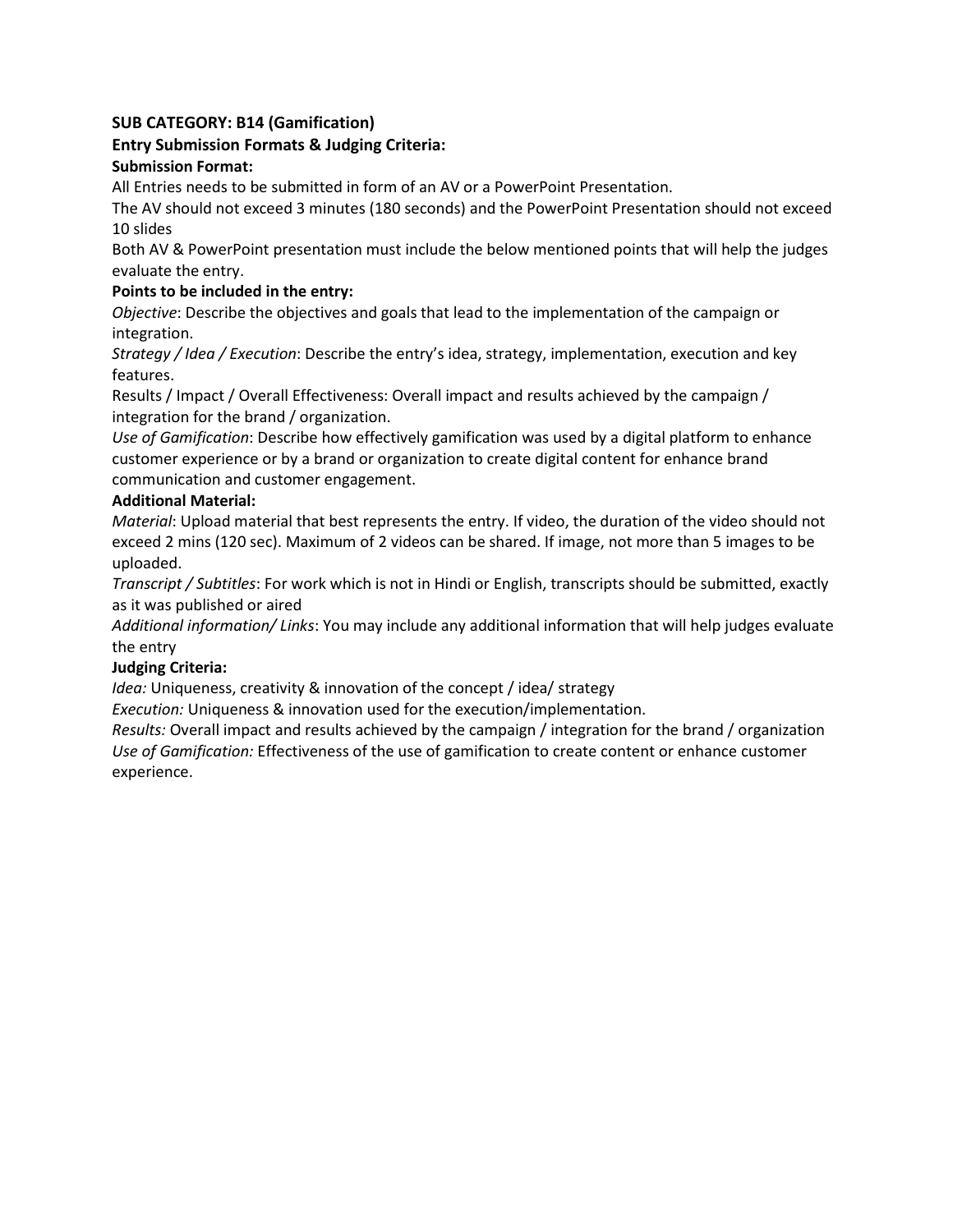**SUB CATEGORY: B14 (Gamification)**

**Entry Submission Formats & Judging Criteria:**

**Submission Format:**

All Entries needs to be submitted in form of an AV or a PowerPoint Presentation.

The AV should not exceed 3 minutes (180 seconds) and the PowerPoint Presentation should not exceed 10 slides

Both AV & PowerPoint presentation must include the below mentioned points that will help the judges evaluate the entry.

**Points to be included in the entry:**

*Objective*: Describe the objectives and goals that lead to the implementation of the campaign or integration.

*Strategy / Idea / Execution*: Describe the entry's idea, strategy, implementation, execution and key features.

Results / Impact / Overall Effectiveness: Overall impact and results achieved by the campaign / integration for the brand / organization.

*Use of Gamification*: Describe how effectively gamification was used by a digital platform to enhance customer experience or by a brand or organization to create digital content for enhance brand communication and customer engagement.

**Additional Material:**

*Material*: Upload material that best represents the entry. If video, the duration of the video should not exceed 2 mins (120 sec). Maximum of 2 videos can be shared. If image, not more than 5 images to be uploaded.

*Transcript / Subtitles*: For work which is not in Hindi or English, transcripts should be submitted, exactly as it was published or aired

*Additional information/ Links*: You may include any additional information that will help judges evaluate the entry

**Judging Criteria:**

*Idea:* Uniqueness, creativity & innovation of the concept / idea/ strategy

*Execution:* Uniqueness & innovation used for the execution/implementation.

*Results:* Overall impact and results achieved by the campaign / integration for the brand / organization

*Use of Gamification:* Effectiveness of the use of gamification to create content or enhance customer experience.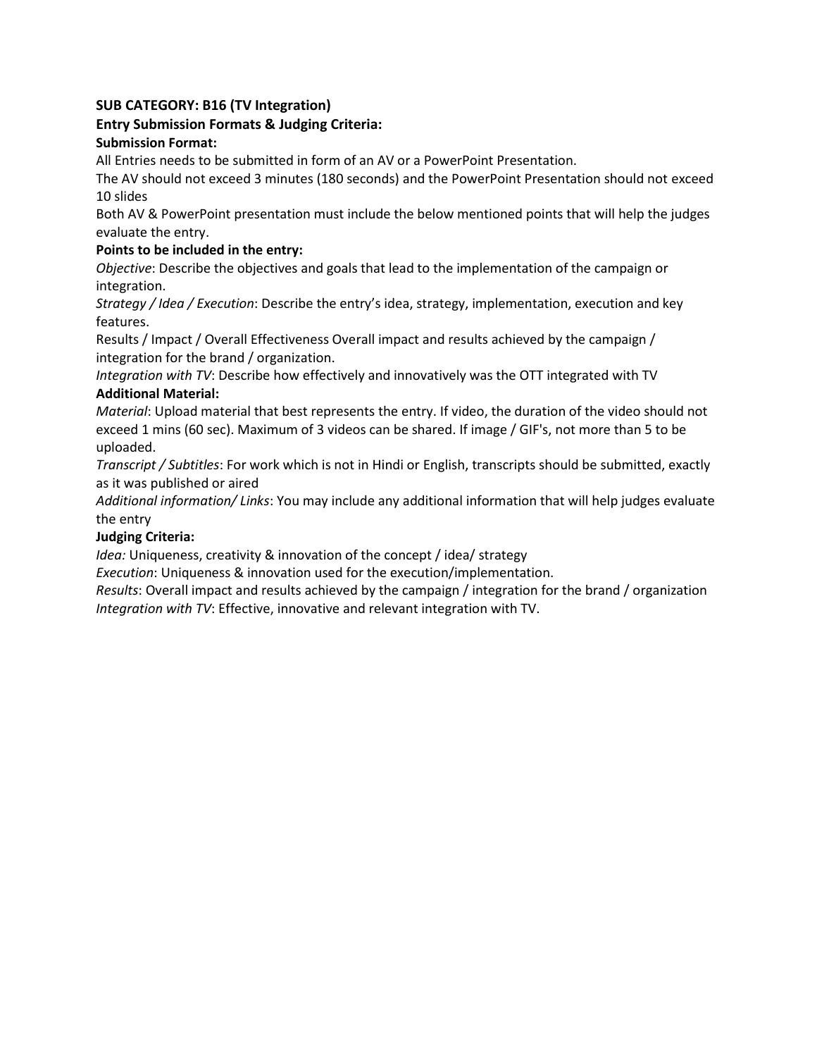**SUB CATEGORY: B16 (TV Integration)**

**Entry Submission Formats & Judging Criteria:**

**Submission Format:**

All Entries needs to be submitted in form of an AV or a PowerPoint Presentation.

The AV should not exceed 3 minutes (180 seconds) and the PowerPoint Presentation should not exceed 10 slides

Both AV & PowerPoint presentation must include the below mentioned points that will help the judges evaluate the entry.

**Points to be included in the entry:**

*Objective*: Describe the objectives and goals that lead to the implementation of the campaign or integration.

*Strategy / Idea / Execution*: Describe the entry's idea, strategy, implementation, execution and key features.

Results / Impact / Overall Effectiveness Overall impact and results achieved by the campaign / integration for the brand / organization.

*Integration with TV*: Describe how effectively and innovatively was the OTT integrated with TV

**Additional Material:**

*Material*: Upload material that best represents the entry. If video, the duration of the video should not exceed 1 mins (60 sec). Maximum of 3 videos can be shared. If image / GIF's, not more than 5 to be uploaded.

*Transcript / Subtitles*: For work which is not in Hindi or English, transcripts should be submitted, exactly as it was published or aired

*Additional information/ Links*: You may include any additional information that will help judges evaluate the entry

**Judging Criteria:**

*Idea:* Uniqueness, creativity & innovation of the concept / idea/ strategy

*Execution*: Uniqueness & innovation used for the execution/implementation.

*Results*: Overall impact and results achieved by the campaign / integration for the brand / organization

*Integration with TV*: Effective, innovative and relevant integration with TV.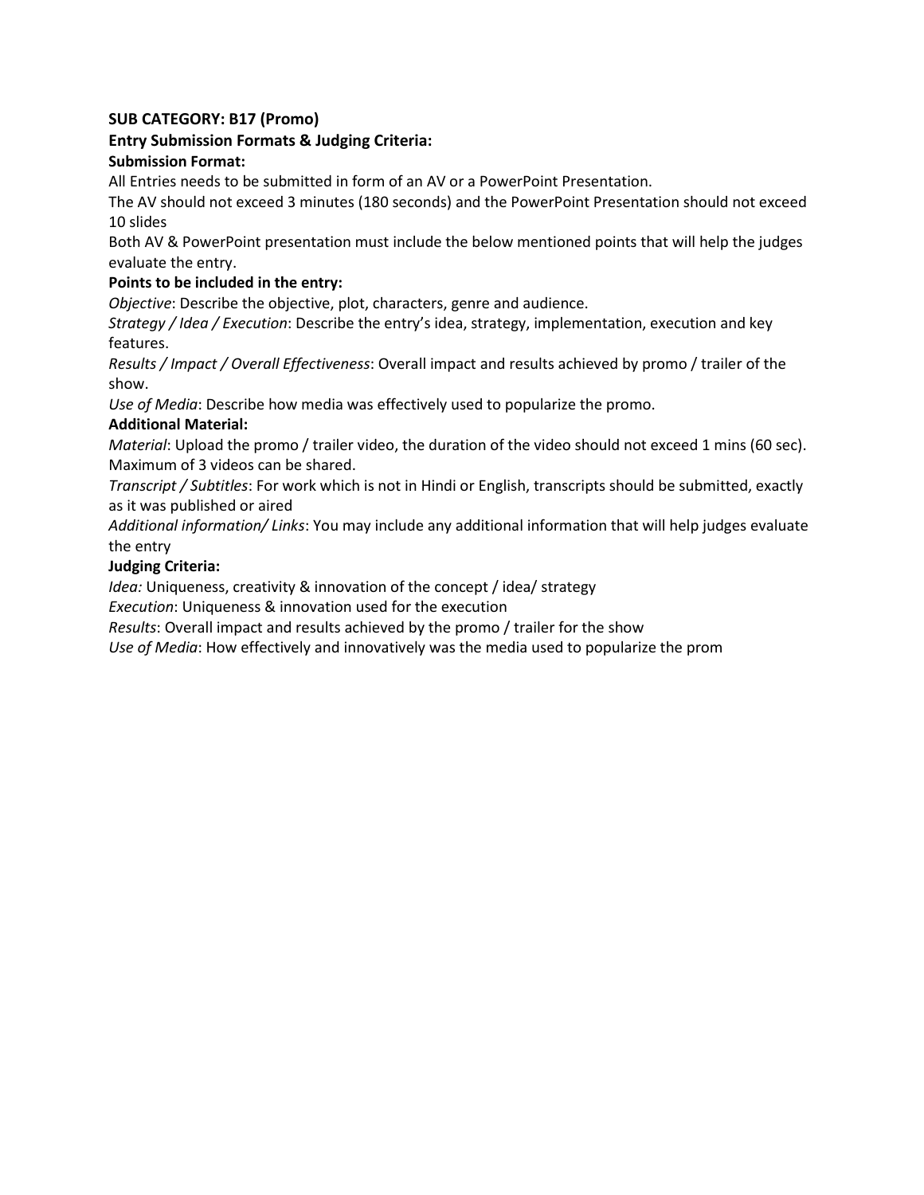**SUB CATEGORY: B17 (Promo)**

**Entry Submission Formats & Judging Criteria:**

**Submission Format:**

All Entries needs to be submitted in form of an AV or a PowerPoint Presentation.

The AV should not exceed 3 minutes (180 seconds) and the PowerPoint Presentation should not exceed 10 slides

Both AV & PowerPoint presentation must include the below mentioned points that will help the judges evaluate the entry.

**Points to be included in the entry:**

*Objective*: Describe the objective, plot, characters, genre and audience.

*Strategy / Idea / Execution*: Describe the entry's idea, strategy, implementation, execution and key features.

*Results / Impact / Overall Effectiveness*: Overall impact and results achieved by promo / trailer of the show.

*Use of Media*: Describe how media was effectively used to popularize the promo.

**Additional Material:**

*Material*: Upload the promo / trailer video, the duration of the video should not exceed 1 mins (60 sec). Maximum of 3 videos can be shared.

*Transcript / Subtitles*: For work which is not in Hindi or English, transcripts should be submitted, exactly as it was published or aired

*Additional information/ Links*: You may include any additional information that will help judges evaluate the entry

**Judging Criteria:**

*Idea:* Uniqueness, creativity & innovation of the concept / idea/ strategy

*Execution*: Uniqueness & innovation used for the execution

*Results*: Overall impact and results achieved by the promo / trailer for the show

*Use of Media*: How effectively and innovatively was the media used to popularize the prom